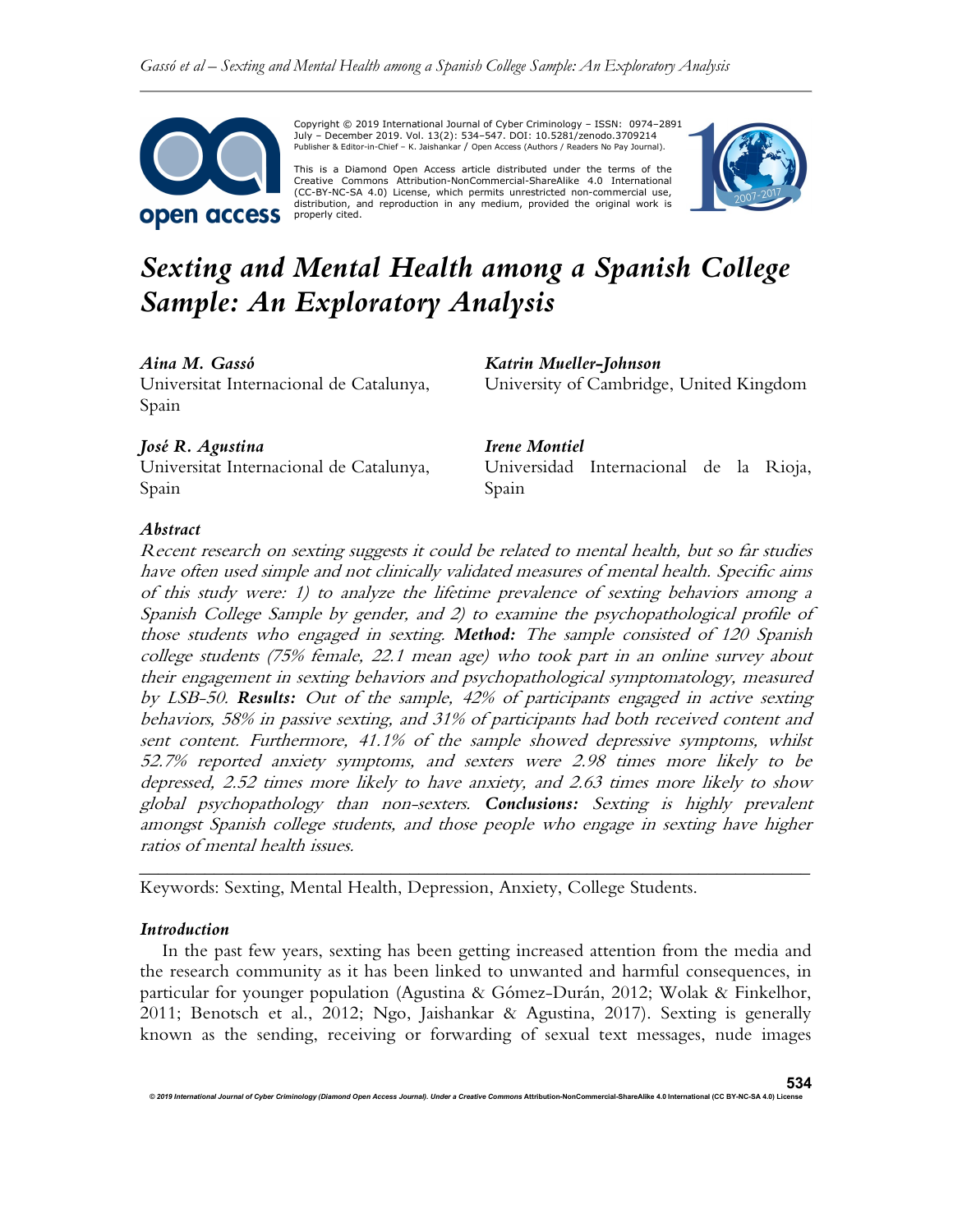Copyright © 2019 International Journal of Cyber Criminology – ISSN: 0974–2891 July – December 2019. Vol. 13(2): 534–547. DOI: 10.5281/zenodo.3709214
Publisher & Editor-in-Chief – K. Jaishankar / Open Access (Authors / Readers No Pay Journal).

This is a Diamond Open Access article distributed under the terms of the Creative Commons Attribution-NonCommercial-ShareAlike 4.0 International (CC-BY-NC-SA 4.0) License, which permits unrestricted non-commercial use, distribution, and reproduction in any medium, provided the original work is properly cited.

# *Sexting and Mental Health among a Spanish College Sample: An Exploratory Analysis*

***Aina M. Gassó***
Universitat Internacional de Catalunya, Spain

***Katrin Mueller-Johnson***
University of Cambridge, United Kingdom

***José R. Agustina***
Universitat Internacional de Catalunya, Spain

***Irene Montiel***
Universidad Internacional de la Rioja, Spain

### *Abstract*

*Recent research on sexting suggests it could be related to mental health, but so far studies have often used simple and not clinically validated measures of mental health. Specific aims of this study were: 1) to analyze the lifetime prevalence of sexting behaviors among a Spanish College Sample by gender, and 2) to examine the psychopathological profile of those students who engaged in sexting.* ***Method:*** *The sample consisted of 120 Spanish college students (75% female, 22.1 mean age) who took part in an online survey about their engagement in sexting behaviors and psychopathological symptomatology, measured by LSB-50.* ***Results:*** *Out of the sample, 42% of participants engaged in active sexting behaviors, 58% in passive sexting, and 31% of participants had both received content and sent content. Furthermore, 41.1% of the sample showed depressive symptoms, whilst 52.7% reported anxiety symptoms, and sexters were 2.98 times more likely to be depressed, 2.52 times more likely to have anxiety, and 2.63 times more likely to show global psychopathology than non-sexters.* ***Conclusions:*** *Sexting is highly prevalent amongst Spanish college students, and those people who engage in sexting have higher ratios of mental health issues.*

---

Keywords: Sexting, Mental Health, Depression, Anxiety, College Students.

### *Introduction*

In the past few years, sexting has been getting increased attention from the media and the research community as it has been linked to unwanted and harmful consequences, in particular for younger population (Agustina & Gómez-Durán, 2012; Wolak & Finkelhor, 2011; Benotsch et al., 2012; Ngo, Jaishankar & Agustina, 2017). Sexting is generally known as the sending, receiving or forwarding of sexual text messages, nude images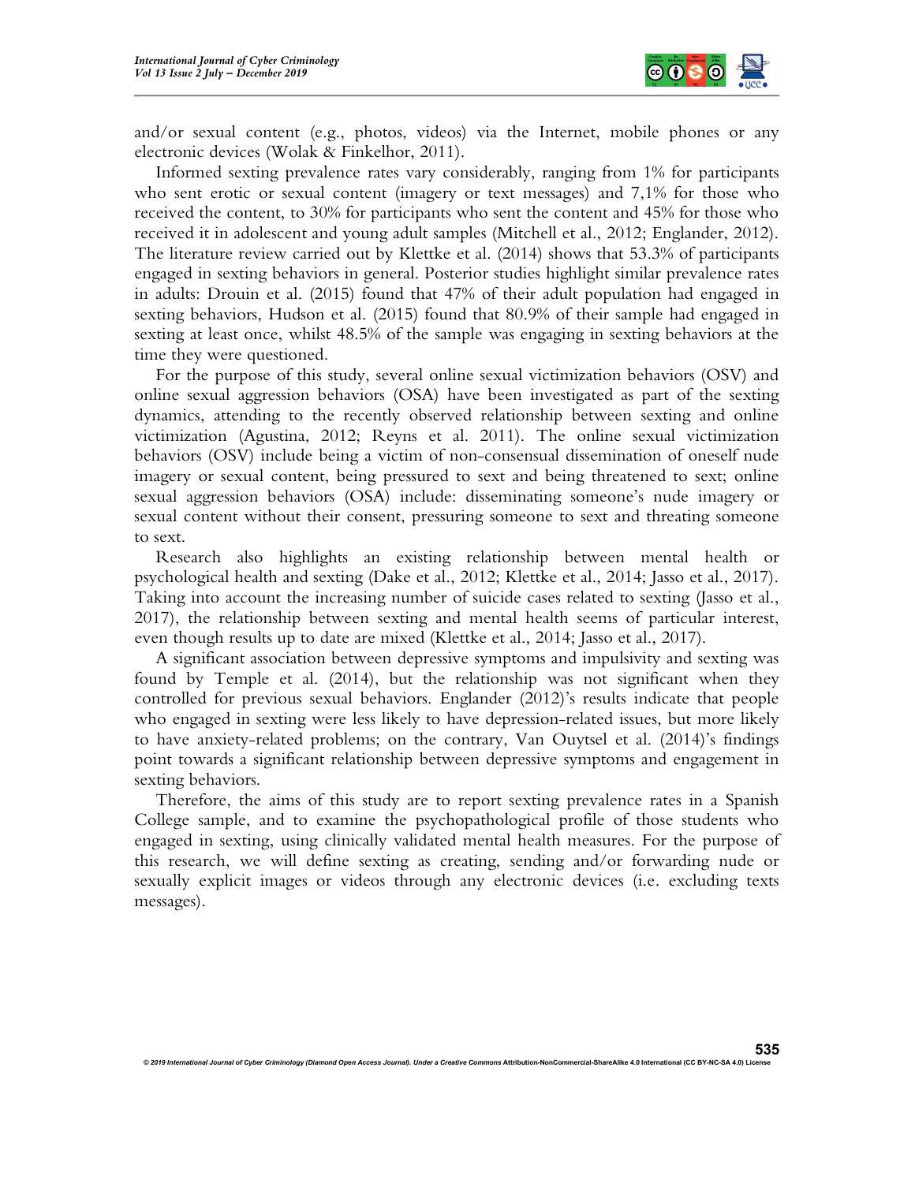and/or sexual content (e.g., photos, videos) via the Internet, mobile phones or any electronic devices (Wolak & Finkelhor, 2011).

Informed sexting prevalence rates vary considerably, ranging from 1% for participants who sent erotic or sexual content (imagery or text messages) and 7,1% for those who received the content, to 30% for participants who sent the content and 45% for those who received it in adolescent and young adult samples (Mitchell et al., 2012; Englander, 2012). The literature review carried out by Klettke et al. (2014) shows that 53.3% of participants engaged in sexting behaviors in general. Posterior studies highlight similar prevalence rates in adults: Drouin et al. (2015) found that 47% of their adult population had engaged in sexting behaviors, Hudson et al. (2015) found that 80.9% of their sample had engaged in sexting at least once, whilst 48.5% of the sample was engaging in sexting behaviors at the time they were questioned.

For the purpose of this study, several online sexual victimization behaviors (OSV) and online sexual aggression behaviors (OSA) have been investigated as part of the sexting dynamics, attending to the recently observed relationship between sexting and online victimization (Agustina, 2012; Reyns et al. 2011). The online sexual victimization behaviors (OSV) include being a victim of non-consensual dissemination of oneself nude imagery or sexual content, being pressured to sext and being threatened to sext; online sexual aggression behaviors (OSA) include: disseminating someone's nude imagery or sexual content without their consent, pressuring someone to sext and threating someone to sext.

Research also highlights an existing relationship between mental health or psychological health and sexting (Dake et al., 2012; Klettke et al., 2014; Jasso et al., 2017). Taking into account the increasing number of suicide cases related to sexting (Jasso et al., 2017), the relationship between sexting and mental health seems of particular interest, even though results up to date are mixed (Klettke et al., 2014; Jasso et al., 2017).

A significant association between depressive symptoms and impulsivity and sexting was found by Temple et al. (2014), but the relationship was not significant when they controlled for previous sexual behaviors. Englander (2012)'s results indicate that people who engaged in sexting were less likely to have depression-related issues, but more likely to have anxiety-related problems; on the contrary, Van Ouytsel et al. (2014)'s findings point towards a significant relationship between depressive symptoms and engagement in sexting behaviors.

Therefore, the aims of this study are to report sexting prevalence rates in a Spanish College sample, and to examine the psychopathological profile of those students who engaged in sexting, using clinically validated mental health measures. For the purpose of this research, we will define sexting as creating, sending and/or forwarding nude or sexually explicit images or videos through any electronic devices (i.e. excluding texts messages).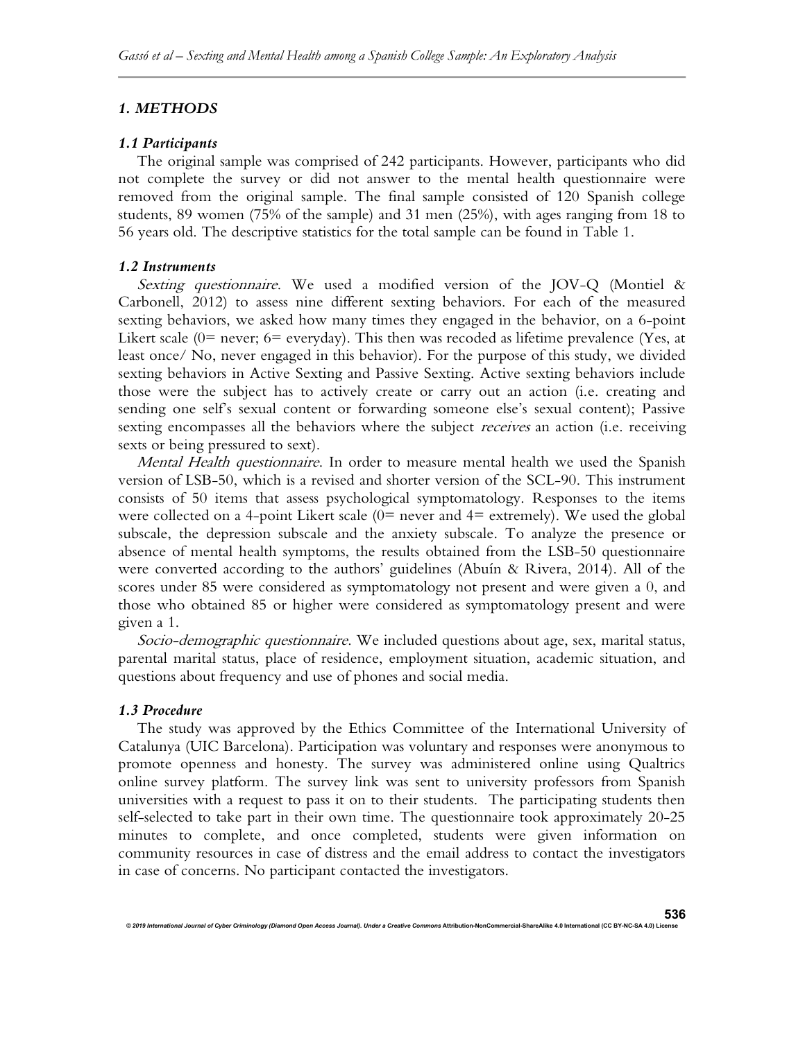## *1. METHODS*

### *1.1 Participants*

The original sample was comprised of 242 participants. However, participants who did not complete the survey or did not answer to the mental health questionnaire were removed from the original sample. The final sample consisted of 120 Spanish college students, 89 women (75% of the sample) and 31 men (25%), with ages ranging from 18 to 56 years old. The descriptive statistics for the total sample can be found in Table 1.

### *1.2 Instruments*

*Sexting questionnaire*. We used a modified version of the JOV-Q (Montiel & Carbonell, 2012) to assess nine different sexting behaviors. For each of the measured sexting behaviors, we asked how many times they engaged in the behavior, on a 6-point Likert scale (0= never; 6= everyday). This then was recoded as lifetime prevalence (Yes, at least once/ No, never engaged in this behavior). For the purpose of this study, we divided sexting behaviors in Active Sexting and Passive Sexting. Active sexting behaviors include those were the subject has to actively create or carry out an action (i.e. creating and sending one self's sexual content or forwarding someone else's sexual content); Passive sexting encompasses all the behaviors where the subject *receives* an action (i.e. receiving sexts or being pressured to sext).

*Mental Health questionnaire*. In order to measure mental health we used the Spanish version of LSB-50, which is a revised and shorter version of the SCL-90. This instrument consists of 50 items that assess psychological symptomatology. Responses to the items were collected on a 4-point Likert scale (0= never and 4= extremely). We used the global subscale, the depression subscale and the anxiety subscale. To analyze the presence or absence of mental health symptoms, the results obtained from the LSB-50 questionnaire were converted according to the authors' guidelines (Abuín & Rivera, 2014). All of the scores under 85 were considered as symptomatology not present and were given a 0, and those who obtained 85 or higher were considered as symptomatology present and were given a 1.

*Socio-demographic questionnaire*. We included questions about age, sex, marital status, parental marital status, place of residence, employment situation, academic situation, and questions about frequency and use of phones and social media.

### *1.3 Procedure*

The study was approved by the Ethics Committee of the International University of Catalunya (UIC Barcelona). Participation was voluntary and responses were anonymous to promote openness and honesty. The survey was administered online using Qualtrics online survey platform. The survey link was sent to university professors from Spanish universities with a request to pass it on to their students. The participating students then self-selected to take part in their own time. The questionnaire took approximately 20-25 minutes to complete, and once completed, students were given information on community resources in case of distress and the email address to contact the investigators in case of concerns. No participant contacted the investigators.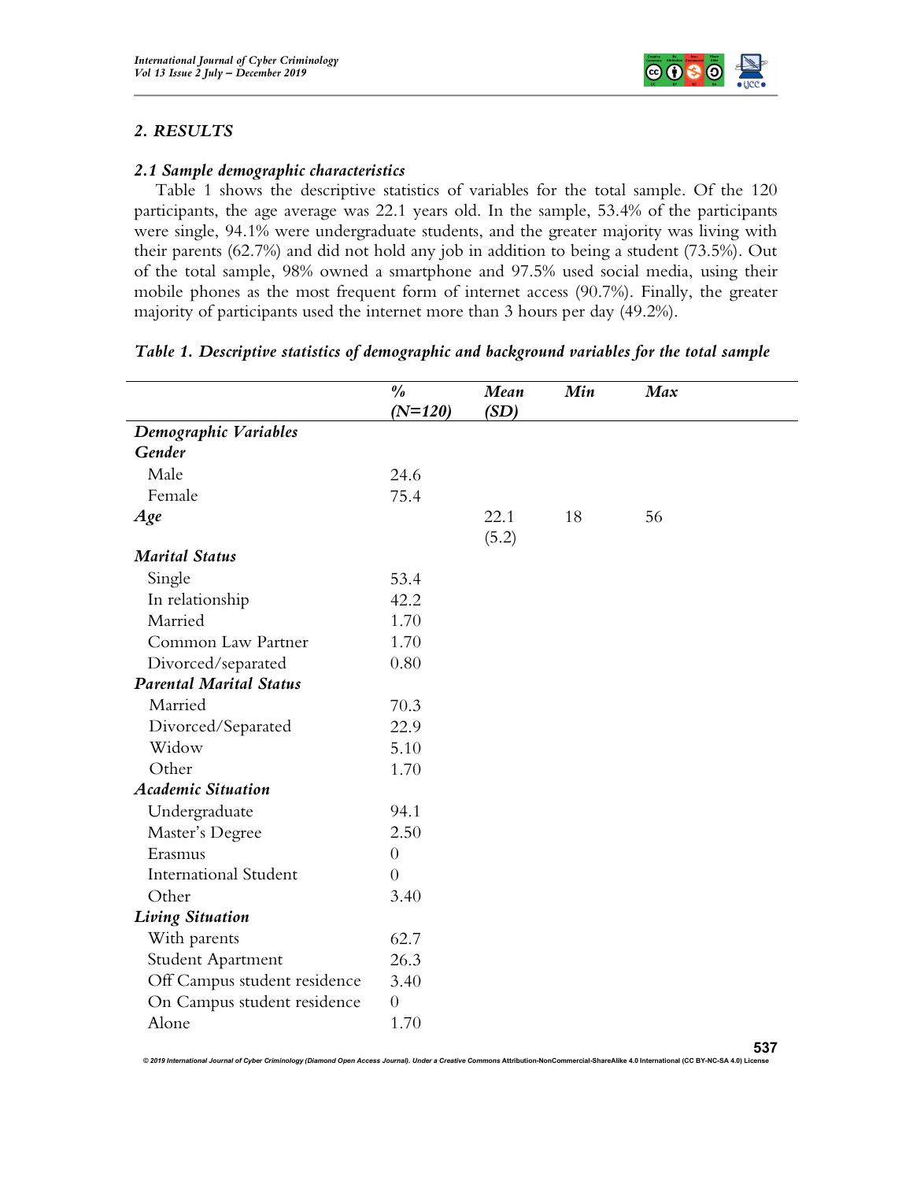## 2. RESULTS

### 2.1 Sample demographic characteristics

Table 1 shows the descriptive statistics of variables for the total sample. Of the 120 participants, the age average was 22.1 years old. In the sample, 53.4% of the participants were single, 94.1% were undergraduate students, and the greater majority was living with their parents (62.7%) and did not hold any job in addition to being a student (73.5%). Out of the total sample, 98% owned a smartphone and 97.5% used social media, using their mobile phones as the most frequent form of internet access (90.7%). Finally, the greater majority of participants used the internet more than 3 hours per day (49.2%).

***Table 1. Descriptive statistics of demographic and background variables for the total sample***

| | *%* *(N=120)* | *Mean* *(SD)* | *Min* | *Max* |
|---|---|---|---|---|
| ***Demographic Variables*** | | | | |
| ***Gender*** | | | | |
| Male | 24.6 | | | |
| Female | 75.4 | | | |
| ***Age*** | | 22.1 (5.2) | 18 | 56 |
| ***Marital Status*** | | | | |
| Single | 53.4 | | | |
| In relationship | 42.2 | | | |
| Married | 1.70 | | | |
| Common Law Partner | 1.70 | | | |
| Divorced/separated | 0.80 | | | |
| ***Parental Marital Status*** | | | | |
| Married | 70.3 | | | |
| Divorced/Separated | 22.9 | | | |
| Widow | 5.10 | | | |
| Other | 1.70 | | | |
| ***Academic Situation*** | | | | |
| Undergraduate | 94.1 | | | |
| Master's Degree | 2.50 | | | |
| Erasmus | 0 | | | |
| International Student | 0 | | | |
| Other | 3.40 | | | |
| ***Living Situation*** | | | | |
| With parents | 62.7 | | | |
| Student Apartment | 26.3 | | | |
| Off Campus student residence | 3.40 | | | |
| On Campus student residence | 0 | | | |
| Alone | 1.70 | | | |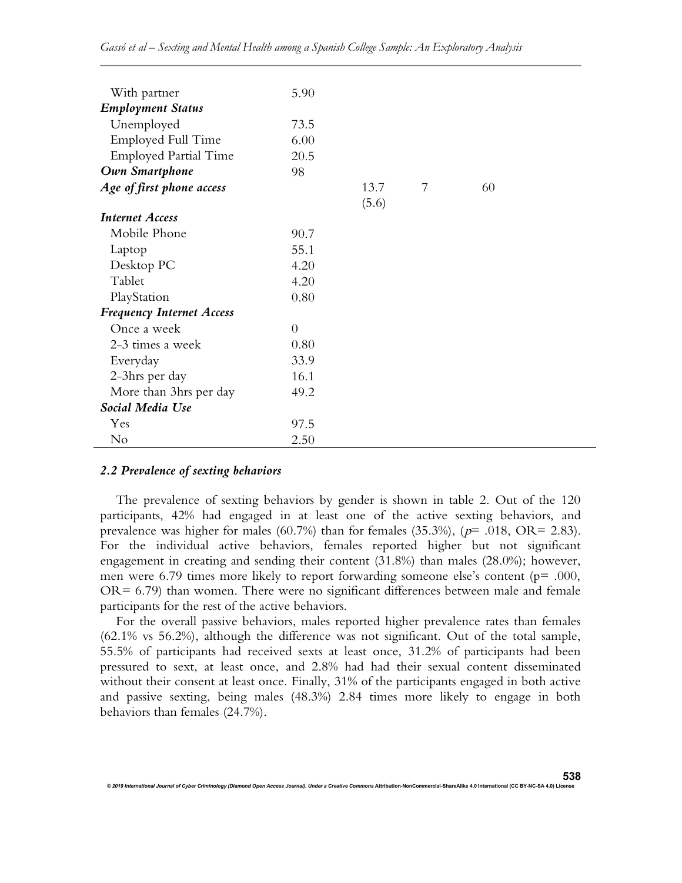| | | | | |
|---|---|---|---|---|
| With partner | 5.90 | | | |
| ***Employment Status*** | | | | |
| Unemployed | 73.5 | | | |
| Employed Full Time | 6.00 | | | |
| Employed Partial Time | 20.5 | | | |
| ***Own Smartphone*** | 98 | | | |
| ***Age of first phone access*** | | 13.7 (5.6) | 7 | 60 |
| ***Internet Access*** | | | | |
| Mobile Phone | 90.7 | | | |
| Laptop | 55.1 | | | |
| Desktop PC | 4.20 | | | |
| Tablet | 4.20 | | | |
| PlayStation | 0.80 | | | |
| ***Frequency Internet Access*** | | | | |
| Once a week | 0 | | | |
| 2-3 times a week | 0.80 | | | |
| Everyday | 33.9 | | | |
| 2-3hrs per day | 16.1 | | | |
| More than 3hrs per day | 49.2 | | | |
| ***Social Media Use*** | | | | |
| Yes | 97.5 | | | |
| No | 2.50 | | | |

### *2.2 Prevalence of sexting behaviors*

The prevalence of sexting behaviors by gender is shown in table 2. Out of the 120 participants, 42% had engaged in at least one of the active sexting behaviors, and prevalence was higher for males (60.7%) than for females (35.3%), ($p$= .018, OR= 2.83). For the individual active behaviors, females reported higher but not significant engagement in creating and sending their content (31.8%) than males (28.0%); however, men were 6.79 times more likely to report forwarding someone else's content (p= .000, OR= 6.79) than women. There were no significant differences between male and female participants for the rest of the active behaviors.

For the overall passive behaviors, males reported higher prevalence rates than females (62.1% vs 56.2%), although the difference was not significant. Out of the total sample, 55.5% of participants had received sexts at least once, 31.2% of participants had been pressured to sext, at least once, and 2.8% had had their sexual content disseminated without their consent at least once. Finally, 31% of the participants engaged in both active and passive sexting, being males (48.3%) 2.84 times more likely to engage in both behaviors than females (24.7%).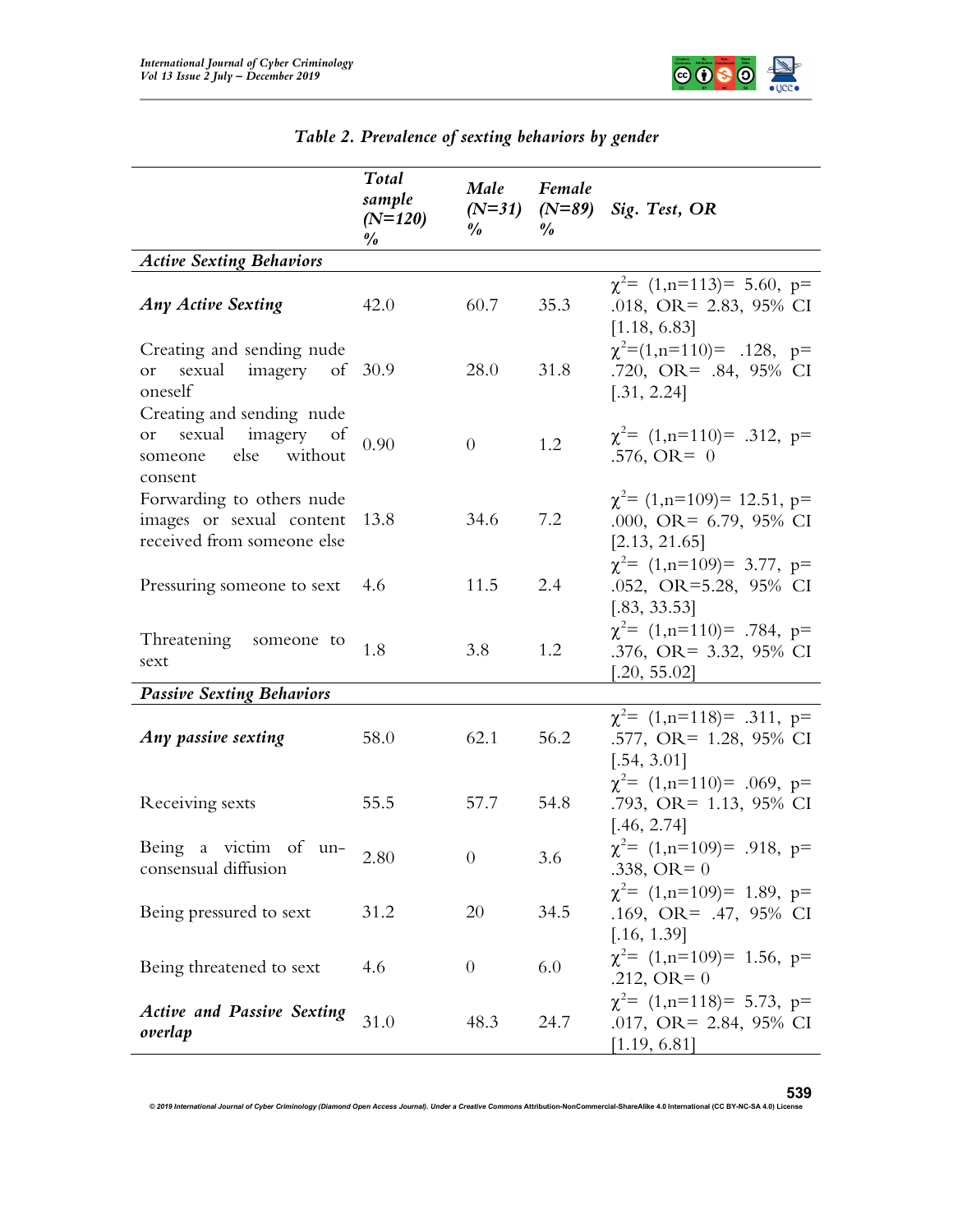*Table 2. Prevalence of sexting behaviors by gender*

| | *Total sample (N=120) %* | *Male (N=31) %* | *Female (N=89) %* | *Sig. Test, OR* |
|---|---|---|---|---|
| ***Active Sexting Behaviors*** | | | | |
| ***Any Active Sexting*** | 42.0 | 60.7 | 35.3 | $\chi^2$= (1,n=113)= 5.60, p= .018, OR= 2.83, 95% CI [1.18, 6.83] |
| Creating and sending nude or sexual imagery of oneself | 30.9 | 28.0 | 31.8 | $\chi^2$=(1,n=110)= .128, p= .720, OR= .84, 95% CI [.31, 2.24] |
| Creating and sending nude or sexual imagery of someone else without consent | 0.90 | 0 | 1.2 | $\chi^2$= (1,n=110)= .312, p= .576, OR= 0 |
| Forwarding to others nude images or sexual content received from someone else | 13.8 | 34.6 | 7.2 | $\chi^2$= (1,n=109)= 12.51, p= .000, OR= 6.79, 95% CI [2.13, 21.65] |
| Pressuring someone to sext | 4.6 | 11.5 | 2.4 | $\chi^2$= (1,n=109)= 3.77, p= .052, OR=5.28, 95% CI [.83, 33.53] |
| Threatening someone to sext | 1.8 | 3.8 | 1.2 | $\chi^2$= (1,n=110)= .784, p= .376, OR= 3.32, 95% CI [.20, 55.02] |
| ***Passive Sexting Behaviors*** | | | | |
| ***Any passive sexting*** | 58.0 | 62.1 | 56.2 | $\chi^2$= (1,n=118)= .311, p= .577, OR= 1.28, 95% CI [.54, 3.01] |
| Receiving sexts | 55.5 | 57.7 | 54.8 | $\chi^2$= (1,n=110)= .069, p= .793, OR= 1.13, 95% CI [.46, 2.74] |
| Being a victim of un-consensual diffusion | 2.80 | 0 | 3.6 | $\chi^2$= (1,n=109)= .918, p= .338, OR= 0 |
| Being pressured to sext | 31.2 | 20 | 34.5 | $\chi^2$= (1,n=109)= 1.89, p= .169, OR= .47, 95% CI [.16, 1.39] |
| Being threatened to sext | 4.6 | 0 | 6.0 | $\chi^2$= (1,n=109)= 1.56, p= .212, OR= 0 |
| ***Active and Passive Sexting overlap*** | 31.0 | 48.3 | 24.7 | $\chi^2$= (1,n=118)= 5.73, p= .017, OR= 2.84, 95% CI [1.19, 6.81] |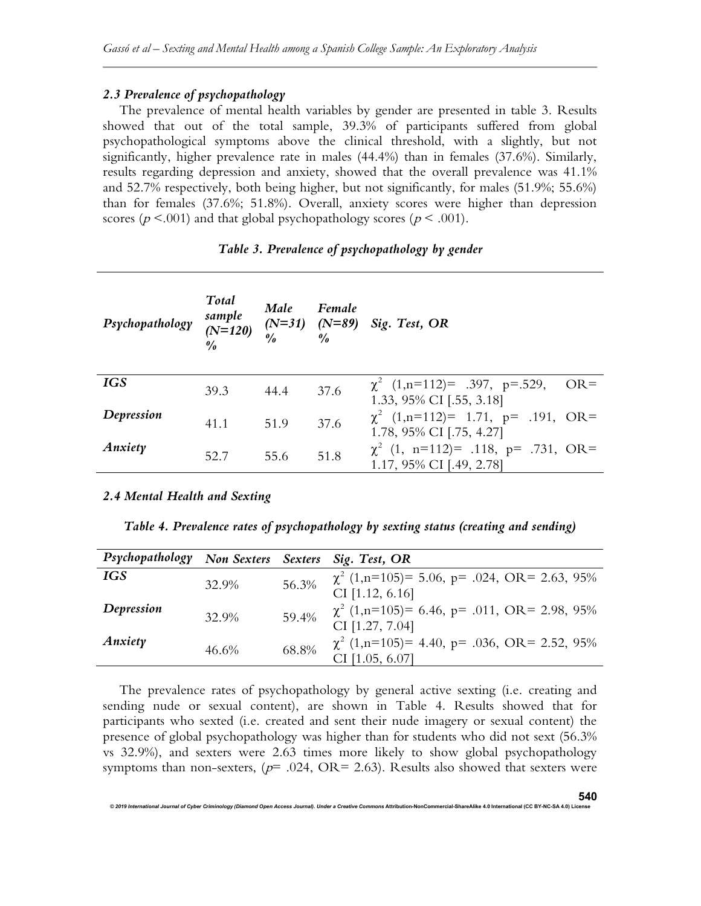### 2.3 Prevalence of psychopathology

The prevalence of mental health variables by gender are presented in table 3. Results showed that out of the total sample, 39.3% of participants suffered from global psychopathological symptoms above the clinical threshold, with a slightly, but not significantly, higher prevalence rate in males (44.4%) than in females (37.6%). Similarly, results regarding depression and anxiety, showed that the overall prevalence was 41.1% and 52.7% respectively, both being higher, but not significantly, for males (51.9%; 55.6%) than for females (37.6%; 51.8%). Overall, anxiety scores were higher than depression scores ($p$ <.001) and that global psychopathology scores ($p$ < .001).

*Table 3. Prevalence of psychopathology by gender*

| *Psychopathology* | *Total sample (N=120) %* | *Male (N=31) %* | *Female (N=89) %* | *Sig. Test, OR* |
|---|---|---|---|---|
| *IGS* | 39.3 | 44.4 | 37.6 | $\chi^2$ (1,n=112)= .397, p=.529, OR= 1.33, 95% CI [.55, 3.18] |
| *Depression* | 41.1 | 51.9 | 37.6 | $\chi^2$ (1,n=112)= 1.71, p= .191, OR= 1.78, 95% CI [.75, 4.27] |
| *Anxiety* | 52.7 | 55.6 | 51.8 | $\chi^2$ (1, n=112)= .118, p= .731, OR= 1.17, 95% CI [.49, 2.78] |

### 2.4 Mental Health and Sexting

*Table 4. Prevalence rates of psychopathology by sexting status (creating and sending)*

| *Psychopathology* | *Non Sexters* | *Sexters* | *Sig. Test, OR* |
|---|---|---|---|
| *IGS* | 32.9% | 56.3% | $\chi^2$ (1,n=105)= 5.06, p= .024, OR= 2.63, 95% CI [1.12, 6.16] |
| *Depression* | 32.9% | 59.4% | $\chi^2$ (1,n=105)= 6.46, p= .011, OR= 2.98, 95% CI [1.27, 7.04] |
| *Anxiety* | 46.6% | 68.8% | $\chi^2$ (1,n=105)= 4.40, p= .036, OR= 2.52, 95% CI [1.05, 6.07] |

The prevalence rates of psychopathology by general active sexting (i.e. creating and sending nude or sexual content), are shown in Table 4. Results showed that for participants who sexted (i.e. created and sent their nude imagery or sexual content) the presence of global psychopathology was higher than for students who did not sext (56.3% vs 32.9%), and sexters were 2.63 times more likely to show global psychopathology symptoms than non-sexters, ($p$= .024, OR= 2.63). Results also showed that sexters were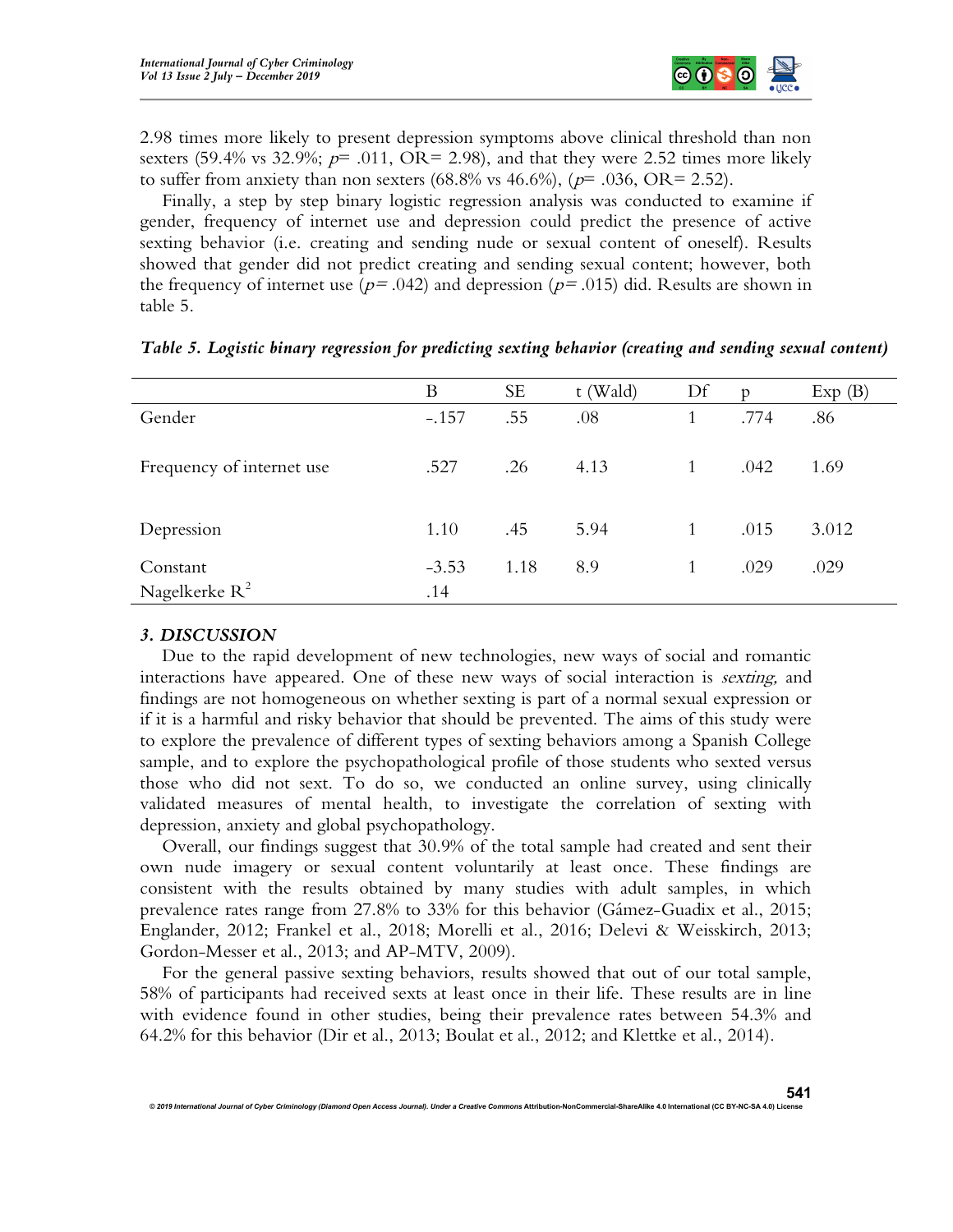2.98 times more likely to present depression symptoms above clinical threshold than non sexters (59.4% vs 32.9%; $p$= .011, OR= 2.98), and that they were 2.52 times more likely to suffer from anxiety than non sexters (68.8% vs 46.6%), ($p$= .036, OR= 2.52).

Finally, a step by step binary logistic regression analysis was conducted to examine if gender, frequency of internet use and depression could predict the presence of active sexting behavior (i.e. creating and sending nude or sexual content of oneself). Results showed that gender did not predict creating and sending sexual content; however, both the frequency of internet use ($p$= .042) and depression ($p$= .015) did. Results are shown in table 5.

***Table 5. Logistic binary regression for predicting sexting behavior (creating and sending sexual content)***

| | B | SE | t (Wald) | Df | p | Exp (B) |
|---|---|---|---|---|---|---|
| Gender | -.157 | .55 | .08 | 1 | .774 | .86 |
| Frequency of internet use | .527 | .26 | 4.13 | 1 | .042 | 1.69 |
| Depression | 1.10 | .45 | 5.94 | 1 | .015 | 3.012 |
| Constant | -3.53 | 1.18 | 8.9 | 1 | .029 | .029 |
| Nagelkerke $R^2$ | .14 | | | | | |

### *3. DISCUSSION*

Due to the rapid development of new technologies, new ways of social and romantic interactions have appeared. One of these new ways of social interaction is *sexting,* and findings are not homogeneous on whether sexting is part of a normal sexual expression or if it is a harmful and risky behavior that should be prevented. The aims of this study were to explore the prevalence of different types of sexting behaviors among a Spanish College sample, and to explore the psychopathological profile of those students who sexted versus those who did not sext. To do so, we conducted an online survey, using clinically validated measures of mental health, to investigate the correlation of sexting with depression, anxiety and global psychopathology.

Overall, our findings suggest that 30.9% of the total sample had created and sent their own nude imagery or sexual content voluntarily at least once. These findings are consistent with the results obtained by many studies with adult samples, in which prevalence rates range from 27.8% to 33% for this behavior (Gámez-Guadix et al., 2015; Englander, 2012; Frankel et al., 2018; Morelli et al., 2016; Delevi & Weisskirch, 2013; Gordon-Messer et al., 2013; and AP-MTV, 2009).

For the general passive sexting behaviors, results showed that out of our total sample, 58% of participants had received sexts at least once in their life. These results are in line with evidence found in other studies, being their prevalence rates between 54.3% and 64.2% for this behavior (Dir et al., 2013; Boulat et al., 2012; and Klettke et al., 2014).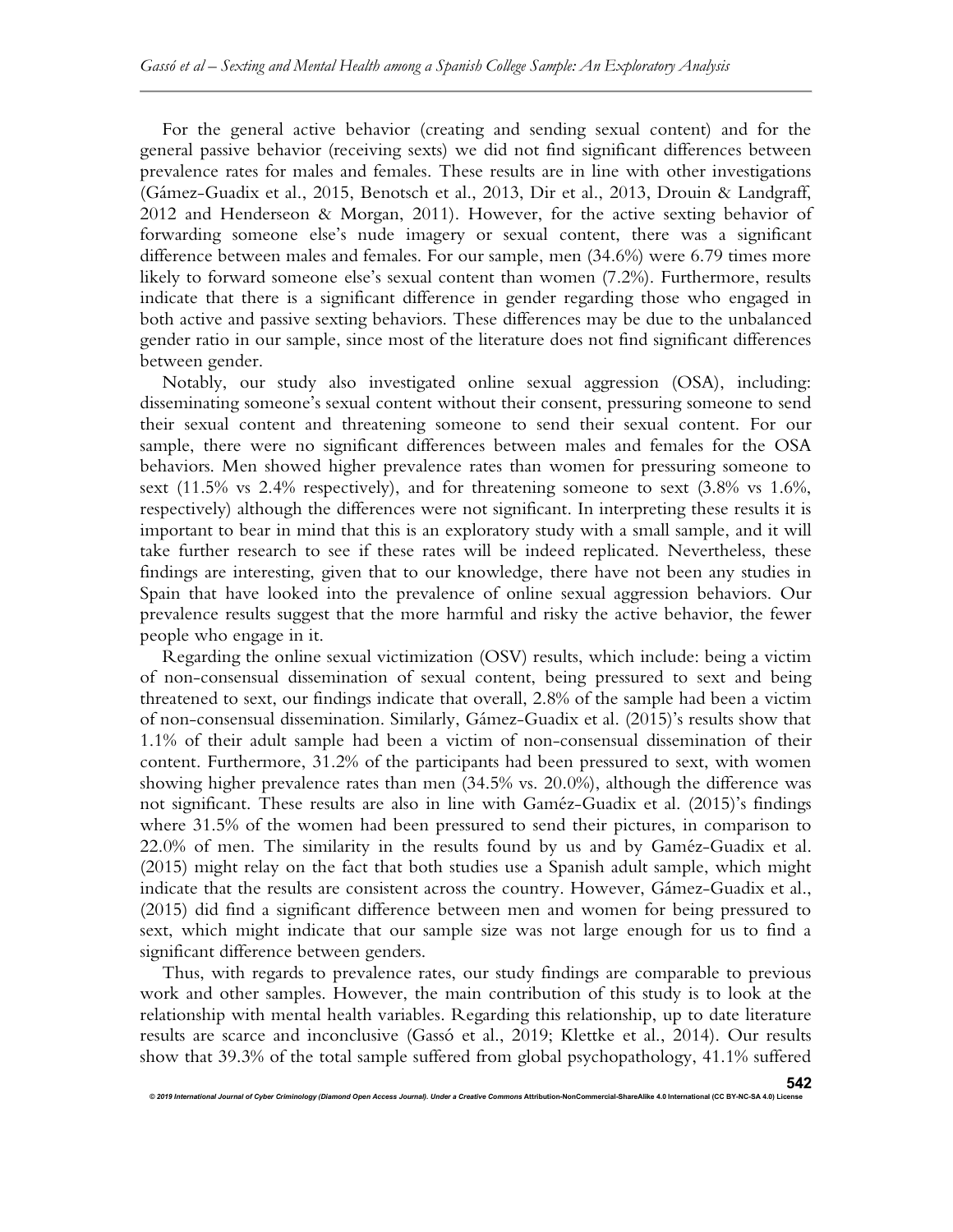For the general active behavior (creating and sending sexual content) and for the general passive behavior (receiving sexts) we did not find significant differences between prevalence rates for males and females. These results are in line with other investigations (Gámez-Guadix et al., 2015, Benotsch et al., 2013, Dir et al., 2013, Drouin & Landgraff, 2012 and Henderseon & Morgan, 2011). However, for the active sexting behavior of forwarding someone else's nude imagery or sexual content, there was a significant difference between males and females. For our sample, men (34.6%) were 6.79 times more likely to forward someone else's sexual content than women (7.2%). Furthermore, results indicate that there is a significant difference in gender regarding those who engaged in both active and passive sexting behaviors. These differences may be due to the unbalanced gender ratio in our sample, since most of the literature does not find significant differences between gender.

Notably, our study also investigated online sexual aggression (OSA), including: disseminating someone's sexual content without their consent, pressuring someone to send their sexual content and threatening someone to send their sexual content. For our sample, there were no significant differences between males and females for the OSA behaviors. Men showed higher prevalence rates than women for pressuring someone to sext (11.5% vs 2.4% respectively), and for threatening someone to sext (3.8% vs 1.6%, respectively) although the differences were not significant. In interpreting these results it is important to bear in mind that this is an exploratory study with a small sample, and it will take further research to see if these rates will be indeed replicated. Nevertheless, these findings are interesting, given that to our knowledge, there have not been any studies in Spain that have looked into the prevalence of online sexual aggression behaviors. Our prevalence results suggest that the more harmful and risky the active behavior, the fewer people who engage in it.

Regarding the online sexual victimization (OSV) results, which include: being a victim of non-consensual dissemination of sexual content, being pressured to sext and being threatened to sext, our findings indicate that overall, 2.8% of the sample had been a victim of non-consensual dissemination. Similarly, Gámez-Guadix et al. (2015)'s results show that 1.1% of their adult sample had been a victim of non-consensual dissemination of their content. Furthermore, 31.2% of the participants had been pressured to sext, with women showing higher prevalence rates than men (34.5% vs. 20.0%), although the difference was not significant. These results are also in line with Gaméz-Guadix et al. (2015)'s findings where 31.5% of the women had been pressured to send their pictures, in comparison to 22.0% of men. The similarity in the results found by us and by Gaméz-Guadix et al. (2015) might relay on the fact that both studies use a Spanish adult sample, which might indicate that the results are consistent across the country. However, Gámez-Guadix et al., (2015) did find a significant difference between men and women for being pressured to sext, which might indicate that our sample size was not large enough for us to find a significant difference between genders.

Thus, with regards to prevalence rates, our study findings are comparable to previous work and other samples. However, the main contribution of this study is to look at the relationship with mental health variables. Regarding this relationship, up to date literature results are scarce and inconclusive (Gassó et al., 2019; Klettke et al., 2014). Our results show that 39.3% of the total sample suffered from global psychopathology, 41.1% suffered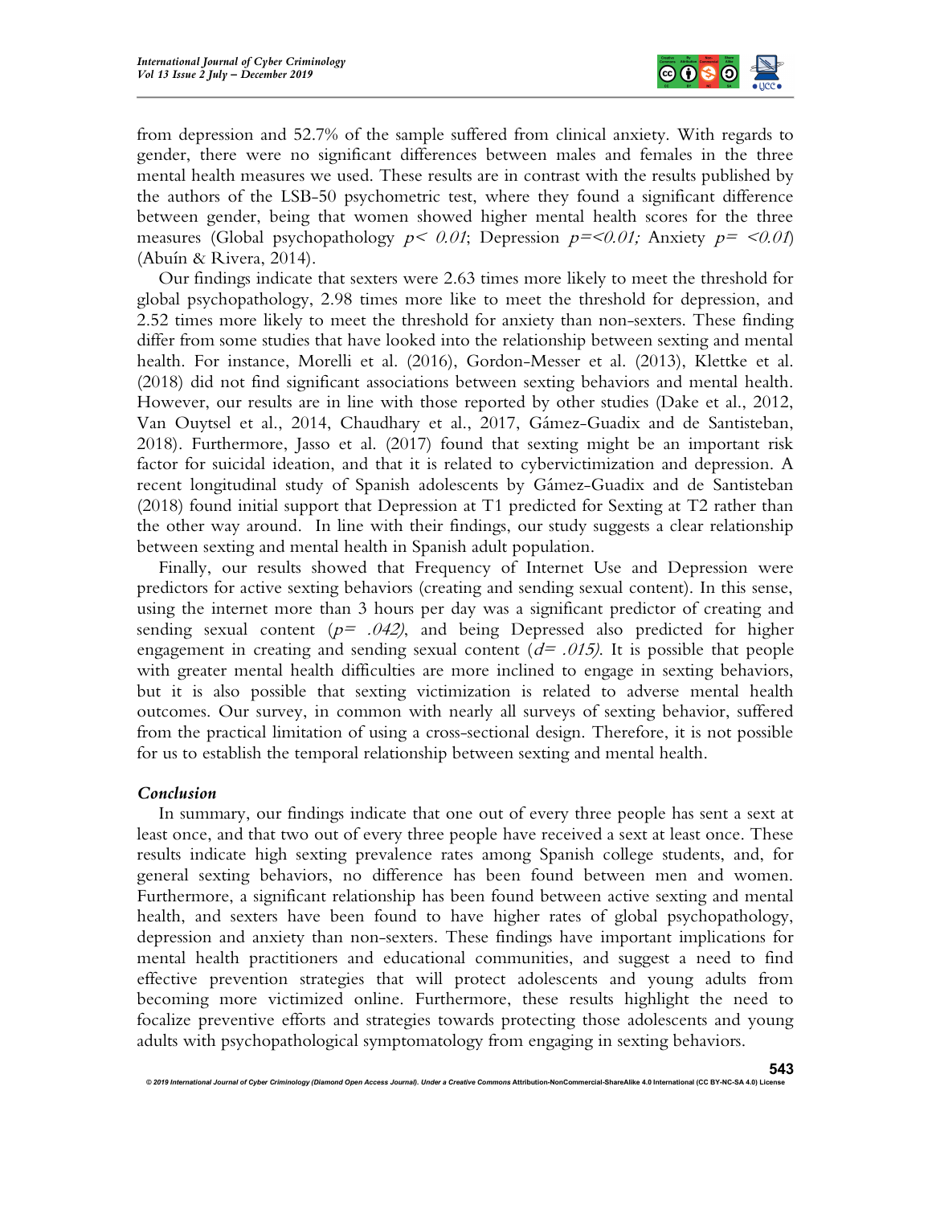from depression and 52.7% of the sample suffered from clinical anxiety. With regards to gender, there were no significant differences between males and females in the three mental health measures we used. These results are in contrast with the results published by the authors of the LSB-50 psychometric test, where they found a significant difference between gender, being that women showed higher mental health scores for the three measures (Global psychopathology $p < 0.01$; Depression $p = < 0.01$; Anxiety $p = < 0.01$) (Abuín & Rivera, 2014).

Our findings indicate that sexters were 2.63 times more likely to meet the threshold for global psychopathology, 2.98 times more like to meet the threshold for depression, and 2.52 times more likely to meet the threshold for anxiety than non-sexters. These finding differ from some studies that have looked into the relationship between sexting and mental health. For instance, Morelli et al. (2016), Gordon-Messer et al. (2013), Klettke et al. (2018) did not find significant associations between sexting behaviors and mental health. However, our results are in line with those reported by other studies (Dake et al., 2012, Van Ouytsel et al., 2014, Chaudhary et al., 2017, Gámez-Guadix and de Santisteban, 2018). Furthermore, Jasso et al. (2017) found that sexting might be an important risk factor for suicidal ideation, and that it is related to cybervictimization and depression. A recent longitudinal study of Spanish adolescents by Gámez-Guadix and de Santisteban (2018) found initial support that Depression at T1 predicted for Sexting at T2 rather than the other way around. In line with their findings, our study suggests a clear relationship between sexting and mental health in Spanish adult population.

Finally, our results showed that Frequency of Internet Use and Depression were predictors for active sexting behaviors (creating and sending sexual content). In this sense, using the internet more than 3 hours per day was a significant predictor of creating and sending sexual content ($p = .042$), and being Depressed also predicted for higher engagement in creating and sending sexual content ($d = .015$). It is possible that people with greater mental health difficulties are more inclined to engage in sexting behaviors, but it is also possible that sexting victimization is related to adverse mental health outcomes. Our survey, in common with nearly all surveys of sexting behavior, suffered from the practical limitation of using a cross-sectional design. Therefore, it is not possible for us to establish the temporal relationship between sexting and mental health.

### *Conclusion*

In summary, our findings indicate that one out of every three people has sent a sext at least once, and that two out of every three people have received a sext at least once. These results indicate high sexting prevalence rates among Spanish college students, and, for general sexting behaviors, no difference has been found between men and women. Furthermore, a significant relationship has been found between active sexting and mental health, and sexters have been found to have higher rates of global psychopathology, depression and anxiety than non-sexters. These findings have important implications for mental health practitioners and educational communities, and suggest a need to find effective prevention strategies that will protect adolescents and young adults from becoming more victimized online. Furthermore, these results highlight the need to focalize preventive efforts and strategies towards protecting those adolescents and young adults with psychopathological symptomatology from engaging in sexting behaviors.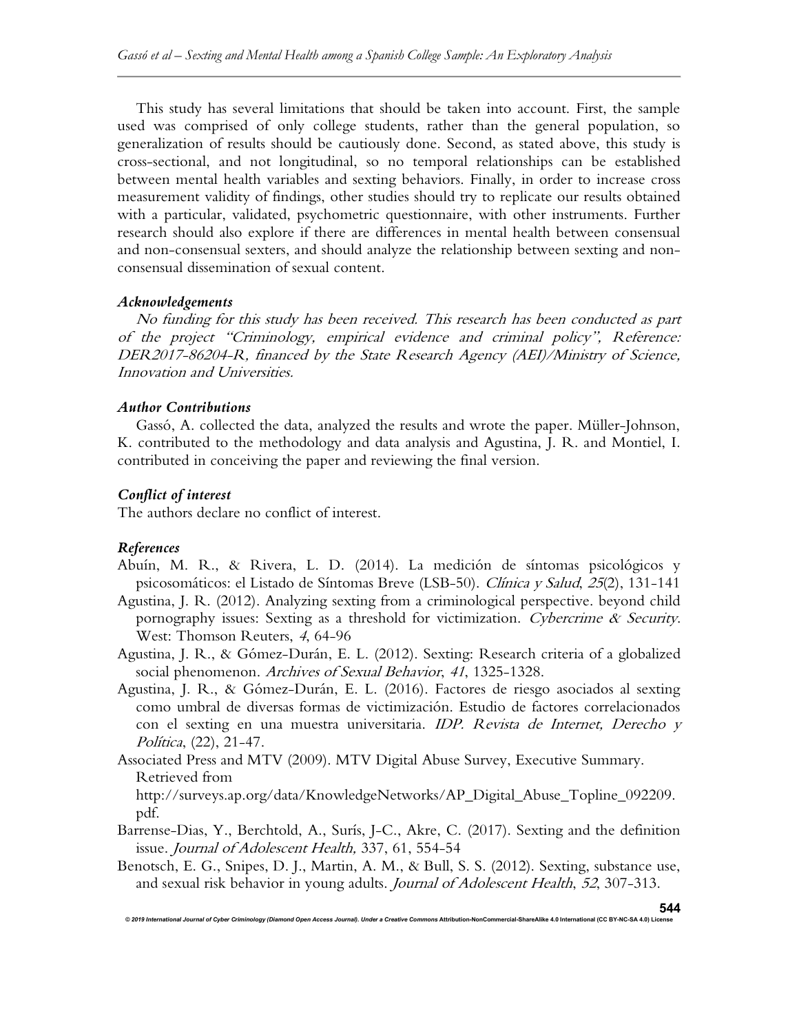This study has several limitations that should be taken into account. First, the sample used was comprised of only college students, rather than the general population, so generalization of results should be cautiously done. Second, as stated above, this study is cross-sectional, and not longitudinal, so no temporal relationships can be established between mental health variables and sexting behaviors. Finally, in order to increase cross measurement validity of findings, other studies should try to replicate our results obtained with a particular, validated, psychometric questionnaire, with other instruments. Further research should also explore if there are differences in mental health between consensual and non-consensual sexters, and should analyze the relationship between sexting and non-consensual dissemination of sexual content.

### *Acknowledgements*

*No funding for this study has been received. This research has been conducted as part of the project "Criminology, empirical evidence and criminal policy", Reference: DER2017-86204-R, financed by the State Research Agency (AEI)/Ministry of Science, Innovation and Universities.*

### *Author Contributions*

Gassó, A. collected the data, analyzed the results and wrote the paper. Müller-Johnson, K. contributed to the methodology and data analysis and Agustina, J. R. and Montiel, I. contributed in conceiving the paper and reviewing the final version.

### *Conflict of interest*

The authors declare no conflict of interest.

### *References*

Abuín, M. R., & Rivera, L. D. (2014). La medición de síntomas psicológicos y psicosomáticos: el Listado de Síntomas Breve (LSB-50). *Clínica y Salud*, *25*(2), 131-141

Agustina, J. R. (2012). Analyzing sexting from a criminological perspective. beyond child pornography issues: Sexting as a threshold for victimization. *Cybercrime & Security*. West: Thomson Reuters, *4*, 64-96

Agustina, J. R., & Gómez-Durán, E. L. (2012). Sexting: Research criteria of a globalized social phenomenon. *Archives of Sexual Behavior*, *41*, 1325-1328.

Agustina, J. R., & Gómez-Durán, E. L. (2016). Factores de riesgo asociados al sexting como umbral de diversas formas de victimización. Estudio de factores correlacionados con el sexting en una muestra universitaria. *IDP. Revista de Internet, Derecho y Política*, (22), 21-47.

Associated Press and MTV (2009). MTV Digital Abuse Survey, Executive Summary. Retrieved from http://surveys.ap.org/data/KnowledgeNetworks/AP_Digital_Abuse_Topline_092209.pdf.

Barrense-Dias, Y., Berchtold, A., Surís, J-C., Akre, C. (2017). Sexting and the definition issue. *Journal of Adolescent Health,* 337, 61, 554-54

Benotsch, E. G., Snipes, D. J., Martin, A. M., & Bull, S. S. (2012). Sexting, substance use, and sexual risk behavior in young adults. *Journal of Adolescent Health*, *52*, 307-313.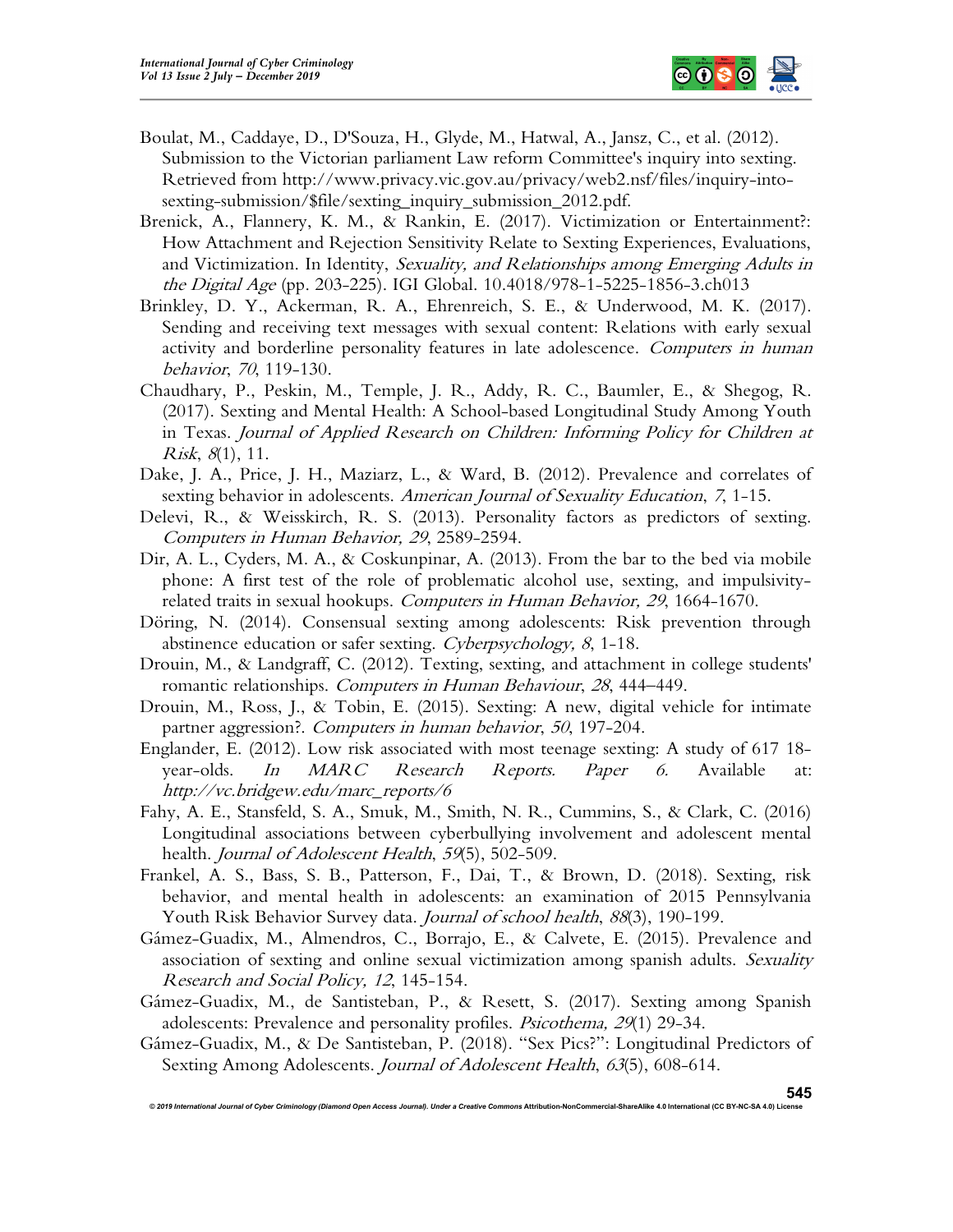Boulat, M., Caddaye, D., D'Souza, H., Glyde, M., Hatwal, A., Jansz, C., et al. (2012). Submission to the Victorian parliament Law reform Committee's inquiry into sexting. Retrieved from http://www.privacy.vic.gov.au/privacy/web2.nsf/files/inquiry-into-sexting-submission/$file/sexting_inquiry_submission_2012.pdf.

Brenick, A., Flannery, K. M., & Rankin, E. (2017). Victimization or Entertainment?: How Attachment and Rejection Sensitivity Relate to Sexting Experiences, Evaluations, and Victimization. In Identity, *Sexuality, and Relationships among Emerging Adults in the Digital Age* (pp. 203-225). IGI Global. 10.4018/978-1-5225-1856-3.ch013

Brinkley, D. Y., Ackerman, R. A., Ehrenreich, S. E., & Underwood, M. K. (2017). Sending and receiving text messages with sexual content: Relations with early sexual activity and borderline personality features in late adolescence. *Computers in human behavior*, *70*, 119-130.

Chaudhary, P., Peskin, M., Temple, J. R., Addy, R. C., Baumler, E., & Shegog, R. (2017). Sexting and Mental Health: A School-based Longitudinal Study Among Youth in Texas. *Journal of Applied Research on Children: Informing Policy for Children at Risk*, *8*(1), 11.

Dake, J. A., Price, J. H., Maziarz, L., & Ward, B. (2012). Prevalence and correlates of sexting behavior in adolescents. *American Journal of Sexuality Education*, *7*, 1-15.

Delevi, R., & Weisskirch, R. S. (2013). Personality factors as predictors of sexting. *Computers in Human Behavior, 29*, 2589-2594.

Dir, A. L., Cyders, M. A., & Coskunpinar, A. (2013). From the bar to the bed via mobile phone: A first test of the role of problematic alcohol use, sexting, and impulsivity-related traits in sexual hookups. *Computers in Human Behavior, 29*, 1664-1670.

Döring, N. (2014). Consensual sexting among adolescents: Risk prevention through abstinence education or safer sexting. *Cyberpsychology, 8*, 1-18.

Drouin, M., & Landgraff, C. (2012). Texting, sexting, and attachment in college students' romantic relationships. *Computers in Human Behaviour*, *28*, 444–449.

Drouin, M., Ross, J., & Tobin, E. (2015). Sexting: A new, digital vehicle for intimate partner aggression?. *Computers in human behavior*, *50*, 197-204.

Englander, E. (2012). Low risk associated with most teenage sexting: A study of 617 18-year-olds. *In MARC Research Reports. Paper 6.* Available at: *http://vc.bridgew.edu/marc_reports/6*

Fahy, A. E., Stansfeld, S. A., Smuk, M., Smith, N. R., Cummins, S., & Clark, C. (2016) Longitudinal associations between cyberbullying involvement and adolescent mental health. *Journal of Adolescent Health*, *59*(5), 502-509.

Frankel, A. S., Bass, S. B., Patterson, F., Dai, T., & Brown, D. (2018). Sexting, risk behavior, and mental health in adolescents: an examination of 2015 Pennsylvania Youth Risk Behavior Survey data. *Journal of school health*, *88*(3), 190-199.

Gámez-Guadix, M., Almendros, C., Borrajo, E., & Calvete, E. (2015). Prevalence and association of sexting and online sexual victimization among spanish adults. *Sexuality Research and Social Policy, 12*, 145-154.

Gámez-Guadix, M., de Santisteban, P., & Resett, S. (2017). Sexting among Spanish adolescents: Prevalence and personality profiles. *Psicothema, 29*(1) 29-34.

Gámez-Guadix, M., & De Santisteban, P. (2018). "Sex Pics?": Longitudinal Predictors of Sexting Among Adolescents. *Journal of Adolescent Health*, *63*(5), 608-614.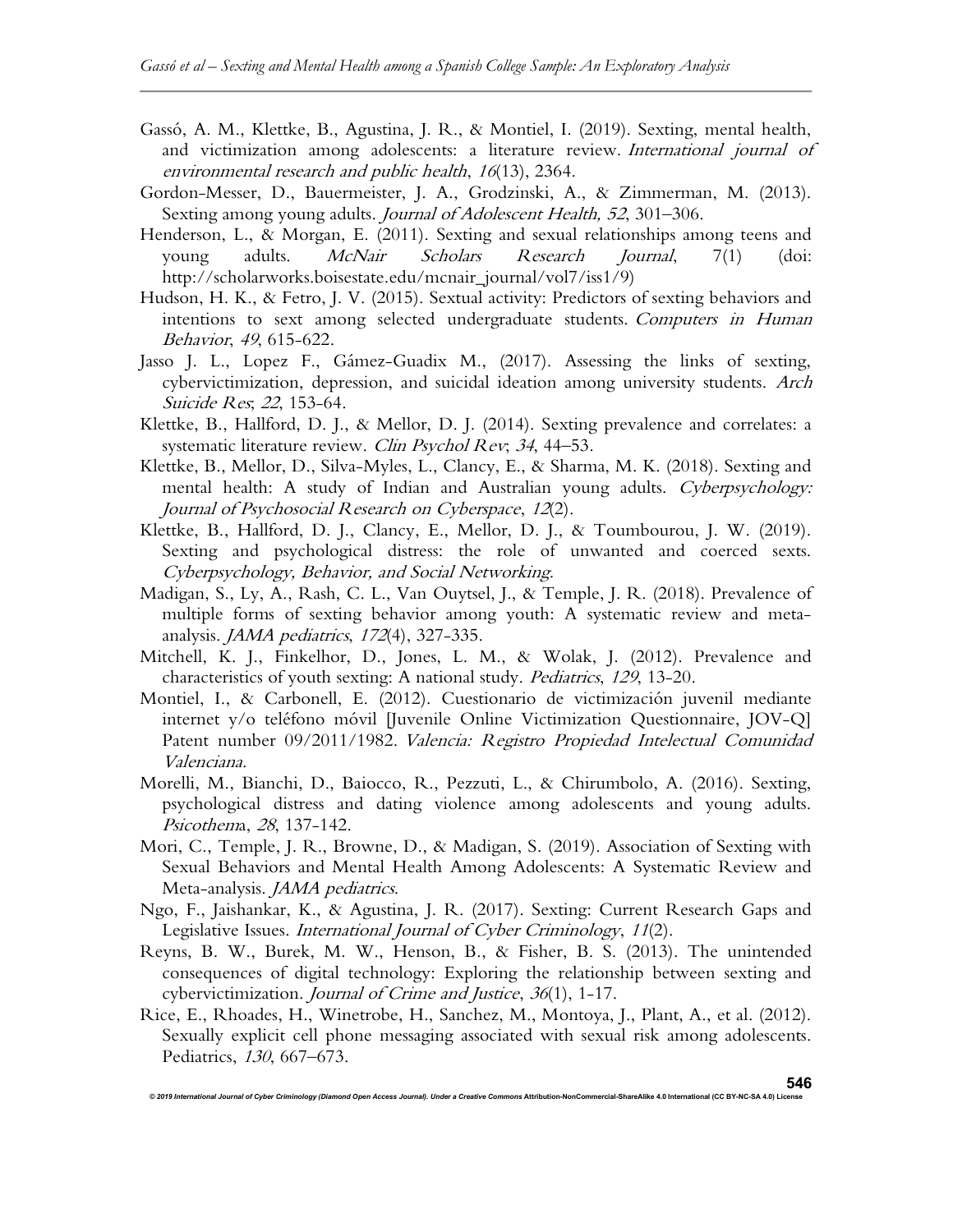Gassó, A. M., Klettke, B., Agustina, J. R., & Montiel, I. (2019). Sexting, mental health, and victimization among adolescents: a literature review. *International journal of environmental research and public health*, *16*(13), 2364.

Gordon-Messer, D., Bauermeister, J. A., Grodzinski, A., & Zimmerman, M. (2013). Sexting among young adults. *Journal of Adolescent Health, 52*, 301–306.

Henderson, L., & Morgan, E. (2011). Sexting and sexual relationships among teens and young adults. *McNair Scholars Research Journal*, 7(1) (doi: http://scholarworks.boisestate.edu/mcnair_journal/vol7/iss1/9)

Hudson, H. K., & Fetro, J. V. (2015). Sextual activity: Predictors of sexting behaviors and intentions to sext among selected undergraduate students. *Computers in Human Behavior*, *49*, 615-622.

Jasso J. L., Lopez F., Gámez-Guadix M., (2017). Assessing the links of sexting, cybervictimization, depression, and suicidal ideation among university students. *Arch Suicide Res*; *22*, 153-64.

Klettke, B., Hallford, D. J., & Mellor, D. J. (2014). Sexting prevalence and correlates: a systematic literature review. *Clin Psychol Rev*; *34*, 44–53.

Klettke, B., Mellor, D., Silva-Myles, L., Clancy, E., & Sharma, M. K. (2018). Sexting and mental health: A study of Indian and Australian young adults. *Cyberpsychology: Journal of Psychosocial Research on Cyberspace*, *12*(2).

Klettke, B., Hallford, D. J., Clancy, E., Mellor, D. J., & Toumbourou, J. W. (2019). Sexting and psychological distress: the role of unwanted and coerced sexts. *Cyberpsychology, Behavior, and Social Networking*.

Madigan, S., Ly, A., Rash, C. L., Van Ouytsel, J., & Temple, J. R. (2018). Prevalence of multiple forms of sexting behavior among youth: A systematic review and meta-analysis. *JAMA pediatrics*, *172*(4), 327-335.

Mitchell, K. J., Finkelhor, D., Jones, L. M., & Wolak, J. (2012). Prevalence and characteristics of youth sexting: A national study. *Pediatrics*, *129*, 13-20.

Montiel, I., & Carbonell, E. (2012). Cuestionario de victimización juvenil mediante internet y/o teléfono móvil [Juvenile Online Victimization Questionnaire, JOV-Q] Patent number 09/2011/1982. *Valencia: Registro Propiedad Intelectual Comunidad Valenciana*.

Morelli, M., Bianchi, D., Baiocco, R., Pezzuti, L., & Chirumbolo, A. (2016). Sexting, psychological distress and dating violence among adolescents and young adults. *Psicothema*, *28*, 137-142.

Mori, C., Temple, J. R., Browne, D., & Madigan, S. (2019). Association of Sexting with Sexual Behaviors and Mental Health Among Adolescents: A Systematic Review and Meta-analysis. *JAMA pediatrics*.

Ngo, F., Jaishankar, K., & Agustina, J. R. (2017). Sexting: Current Research Gaps and Legislative Issues. *International Journal of Cyber Criminology*, *11*(2).

Reyns, B. W., Burek, M. W., Henson, B., & Fisher, B. S. (2013). The unintended consequences of digital technology: Exploring the relationship between sexting and cybervictimization. *Journal of Crime and Justice*, *36*(1), 1-17.

Rice, E., Rhoades, H., Winetrobe, H., Sanchez, M., Montoya, J., Plant, A., et al. (2012). Sexually explicit cell phone messaging associated with sexual risk among adolescents. Pediatrics, *130*, 667–673.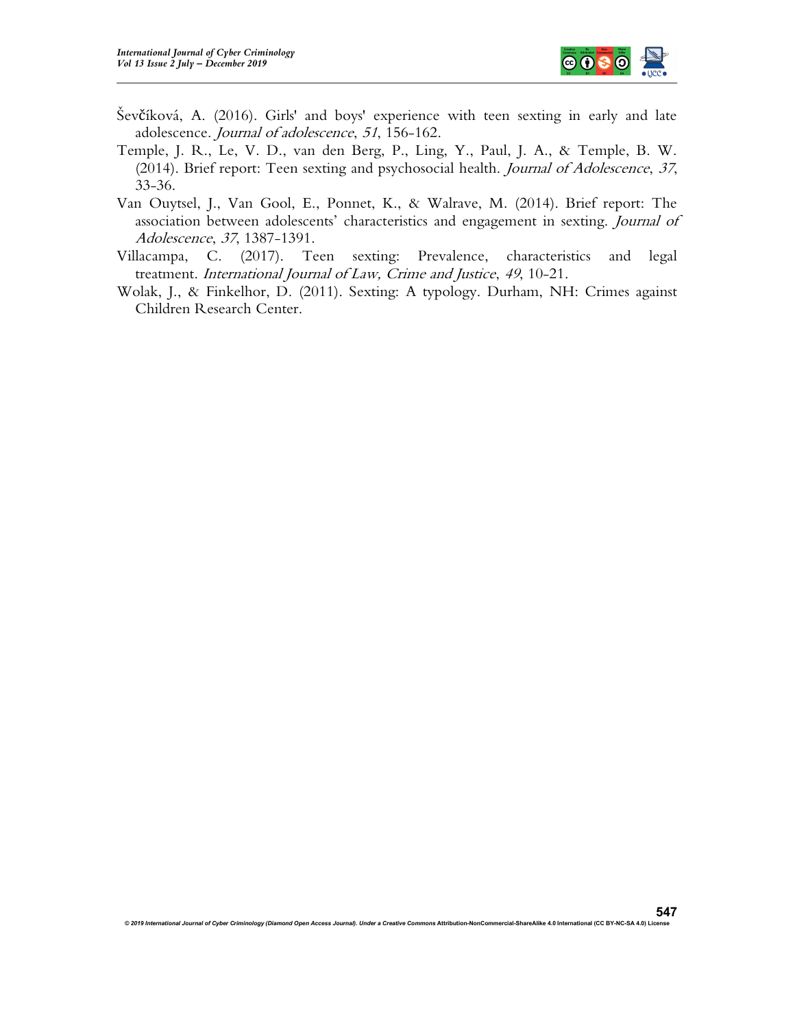Ševčíková, A. (2016). Girls' and boys' experience with teen sexting in early and late adolescence. *Journal of adolescence*, *51*, 156-162.

Temple, J. R., Le, V. D., van den Berg, P., Ling, Y., Paul, J. A., & Temple, B. W. (2014). Brief report: Teen sexting and psychosocial health. *Journal of Adolescence*, *37*, 33-36.

Van Ouytsel, J., Van Gool, E., Ponnet, K., & Walrave, M. (2014). Brief report: The association between adolescents' characteristics and engagement in sexting. *Journal of Adolescence*, *37*, 1387-1391.

Villacampa, C. (2017). Teen sexting: Prevalence, characteristics and legal treatment. *International Journal of Law, Crime and Justice*, *49*, 10-21.

Wolak, J., & Finkelhor, D. (2011). Sexting: A typology. Durham, NH: Crimes against Children Research Center.